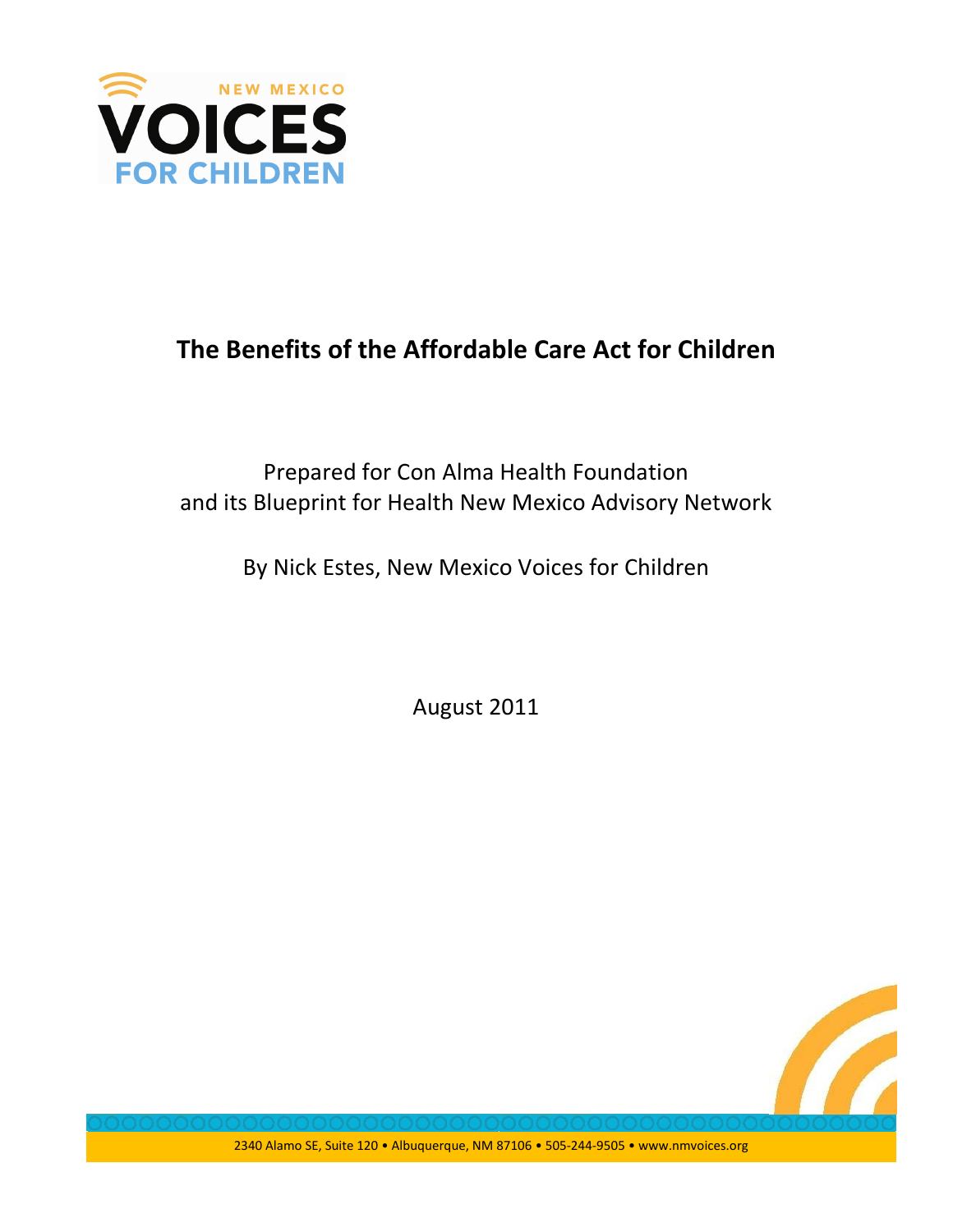NEW MEXICO
VOICES
FOR CHILDREN

# The Benefits of the Affordable Care Act for Children

Prepared for Con Alma Health Foundation
and its Blueprint for Health New Mexico Advisory Network

By Nick Estes, New Mexico Voices for Children

August 2011

2340 Alamo SE, Suite 120 • Albuquerque, NM 87106 • 505-244-9505 • www.nmvoices.org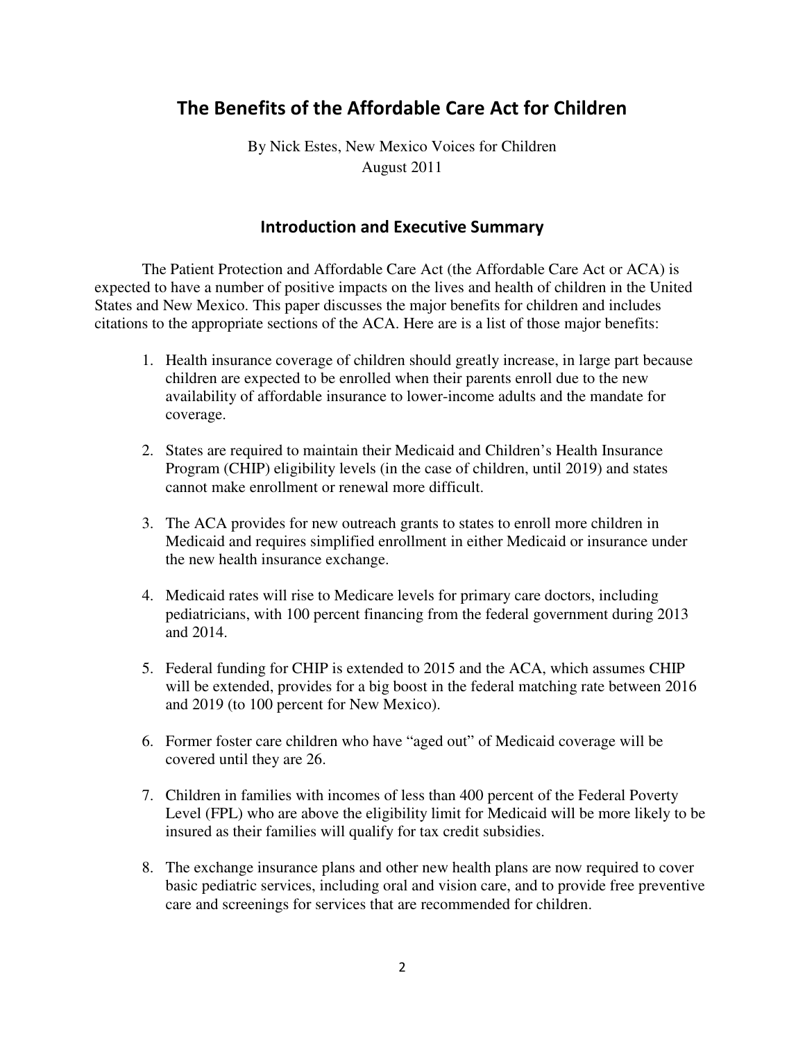# The Benefits of the Affordable Care Act for Children

By Nick Estes, New Mexico Voices for Children
August 2011

## Introduction and Executive Summary

The Patient Protection and Affordable Care Act (the Affordable Care Act or ACA) is expected to have a number of positive impacts on the lives and health of children in the United States and New Mexico. This paper discusses the major benefits for children and includes citations to the appropriate sections of the ACA. Here are is a list of those major benefits:

1. Health insurance coverage of children should greatly increase, in large part because children are expected to be enrolled when their parents enroll due to the new availability of affordable insurance to lower-income adults and the mandate for coverage.

2. States are required to maintain their Medicaid and Children's Health Insurance Program (CHIP) eligibility levels (in the case of children, until 2019) and states cannot make enrollment or renewal more difficult.

3. The ACA provides for new outreach grants to states to enroll more children in Medicaid and requires simplified enrollment in either Medicaid or insurance under the new health insurance exchange.

4. Medicaid rates will rise to Medicare levels for primary care doctors, including pediatricians, with 100 percent financing from the federal government during 2013 and 2014.

5. Federal funding for CHIP is extended to 2015 and the ACA, which assumes CHIP will be extended, provides for a big boost in the federal matching rate between 2016 and 2019 (to 100 percent for New Mexico).

6. Former foster care children who have "aged out" of Medicaid coverage will be covered until they are 26.

7. Children in families with incomes of less than 400 percent of the Federal Poverty Level (FPL) who are above the eligibility limit for Medicaid will be more likely to be insured as their families will qualify for tax credit subsidies.

8. The exchange insurance plans and other new health plans are now required to cover basic pediatric services, including oral and vision care, and to provide free preventive care and screenings for services that are recommended for children.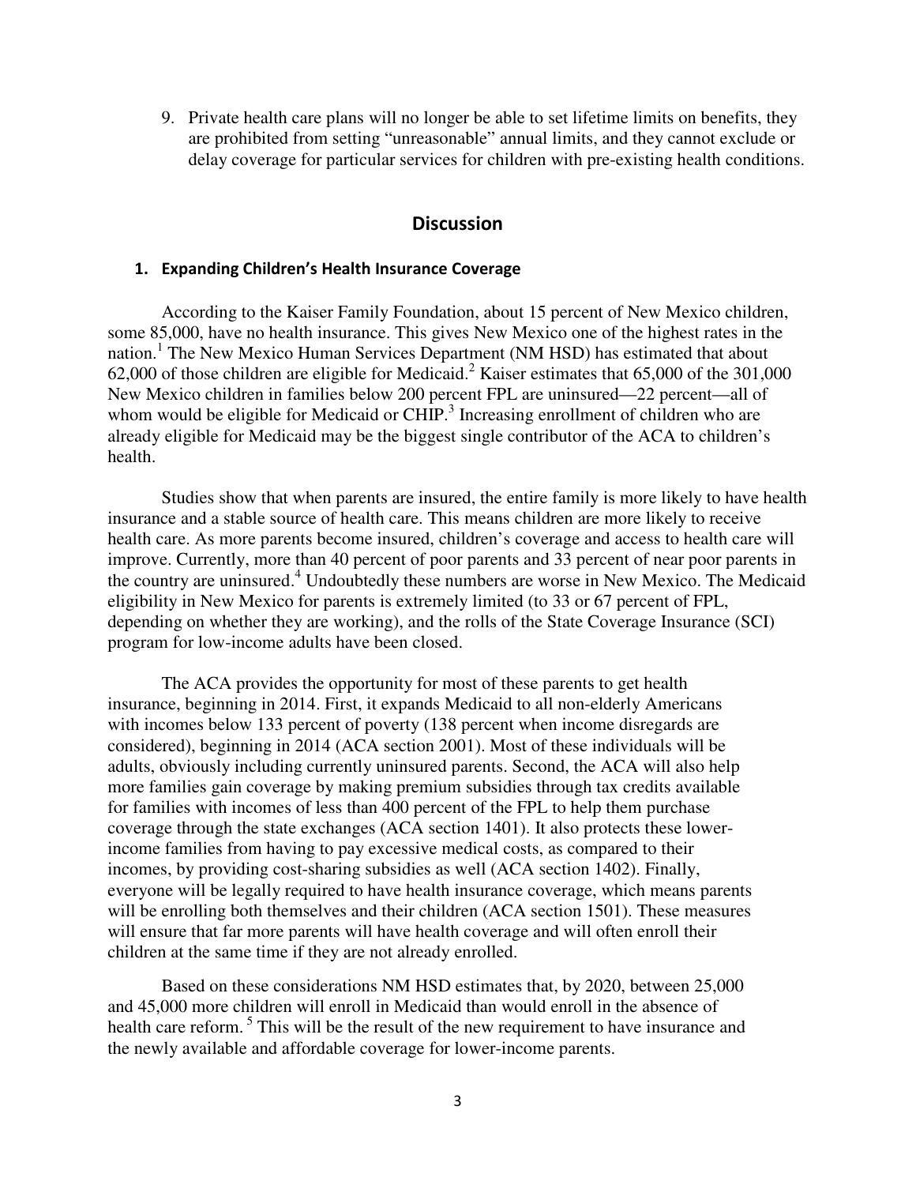9. Private health care plans will no longer be able to set lifetime limits on benefits, they are prohibited from setting "unreasonable" annual limits, and they cannot exclude or delay coverage for particular services for children with pre-existing health conditions.

## Discussion

### 1. Expanding Children's Health Insurance Coverage

According to the Kaiser Family Foundation, about 15 percent of New Mexico children, some 85,000, have no health insurance. This gives New Mexico one of the highest rates in the nation.[1] The New Mexico Human Services Department (NM HSD) has estimated that about 62,000 of those children are eligible for Medicaid.[2] Kaiser estimates that 65,000 of the 301,000 New Mexico children in families below 200 percent FPL are uninsured—22 percent—all of whom would be eligible for Medicaid or CHIP.[3] Increasing enrollment of children who are already eligible for Medicaid may be the biggest single contributor of the ACA to children's health.

Studies show that when parents are insured, the entire family is more likely to have health insurance and a stable source of health care. This means children are more likely to receive health care. As more parents become insured, children's coverage and access to health care will improve. Currently, more than 40 percent of poor parents and 33 percent of near poor parents in the country are uninsured.[4] Undoubtedly these numbers are worse in New Mexico. The Medicaid eligibility in New Mexico for parents is extremely limited (to 33 or 67 percent of FPL, depending on whether they are working), and the rolls of the State Coverage Insurance (SCI) program for low-income adults have been closed.

The ACA provides the opportunity for most of these parents to get health insurance, beginning in 2014. First, it expands Medicaid to all non-elderly Americans with incomes below 133 percent of poverty (138 percent when income disregards are considered), beginning in 2014 (ACA section 2001). Most of these individuals will be adults, obviously including currently uninsured parents. Second, the ACA will also help more families gain coverage by making premium subsidies through tax credits available for families with incomes of less than 400 percent of the FPL to help them purchase coverage through the state exchanges (ACA section 1401). It also protects these lower-income families from having to pay excessive medical costs, as compared to their incomes, by providing cost-sharing subsidies as well (ACA section 1402). Finally, everyone will be legally required to have health insurance coverage, which means parents will be enrolling both themselves and their children (ACA section 1501). These measures will ensure that far more parents will have health coverage and will often enroll their children at the same time if they are not already enrolled.

Based on these considerations NM HSD estimates that, by 2020, between 25,000 and 45,000 more children will enroll in Medicaid than would enroll in the absence of health care reform.[5] This will be the result of the new requirement to have insurance and the newly available and affordable coverage for lower-income parents.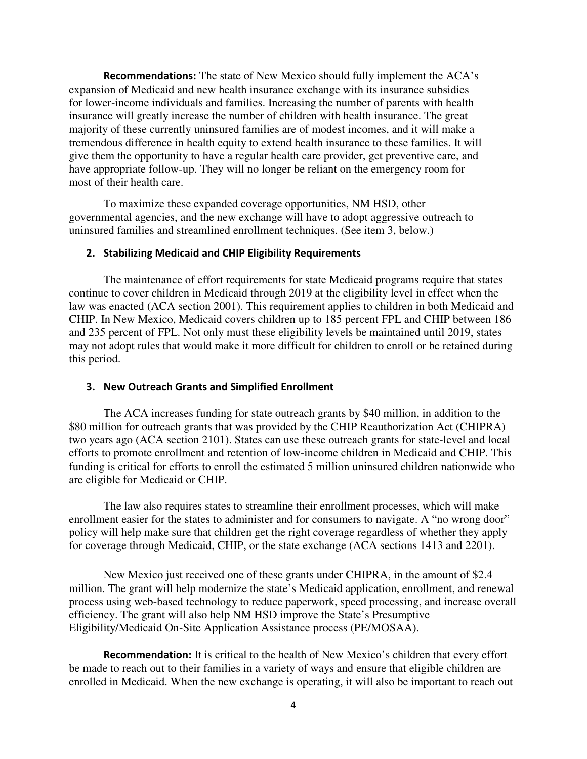**Recommendations:** The state of New Mexico should fully implement the ACA's expansion of Medicaid and new health insurance exchange with its insurance subsidies for lower-income individuals and families. Increasing the number of parents with health insurance will greatly increase the number of children with health insurance. The great majority of these currently uninsured families are of modest incomes, and it will make a tremendous difference in health equity to extend health insurance to these families. It will give them the opportunity to have a regular health care provider, get preventive care, and have appropriate follow-up. They will no longer be reliant on the emergency room for most of their health care.

To maximize these expanded coverage opportunities, NM HSD, other governmental agencies, and the new exchange will have to adopt aggressive outreach to uninsured families and streamlined enrollment techniques. (See item 3, below.)

### 2. Stabilizing Medicaid and CHIP Eligibility Requirements

The maintenance of effort requirements for state Medicaid programs require that states continue to cover children in Medicaid through 2019 at the eligibility level in effect when the law was enacted (ACA section 2001). This requirement applies to children in both Medicaid and CHIP. In New Mexico, Medicaid covers children up to 185 percent FPL and CHIP between 186 and 235 percent of FPL. Not only must these eligibility levels be maintained until 2019, states may not adopt rules that would make it more difficult for children to enroll or be retained during this period.

### 3. New Outreach Grants and Simplified Enrollment

The ACA increases funding for state outreach grants by $40 million, in addition to the $80 million for outreach grants that was provided by the CHIP Reauthorization Act (CHIPRA) two years ago (ACA section 2101). States can use these outreach grants for state-level and local efforts to promote enrollment and retention of low-income children in Medicaid and CHIP. This funding is critical for efforts to enroll the estimated 5 million uninsured children nationwide who are eligible for Medicaid or CHIP.

The law also requires states to streamline their enrollment processes, which will make enrollment easier for the states to administer and for consumers to navigate. A "no wrong door" policy will help make sure that children get the right coverage regardless of whether they apply for coverage through Medicaid, CHIP, or the state exchange (ACA sections 1413 and 2201).

New Mexico just received one of these grants under CHIPRA, in the amount of $2.4 million. The grant will help modernize the state's Medicaid application, enrollment, and renewal process using web-based technology to reduce paperwork, speed processing, and increase overall efficiency. The grant will also help NM HSD improve the State's Presumptive Eligibility/Medicaid On-Site Application Assistance process (PE/MOSAA).

**Recommendation:** It is critical to the health of New Mexico's children that every effort be made to reach out to their families in a variety of ways and ensure that eligible children are enrolled in Medicaid. When the new exchange is operating, it will also be important to reach out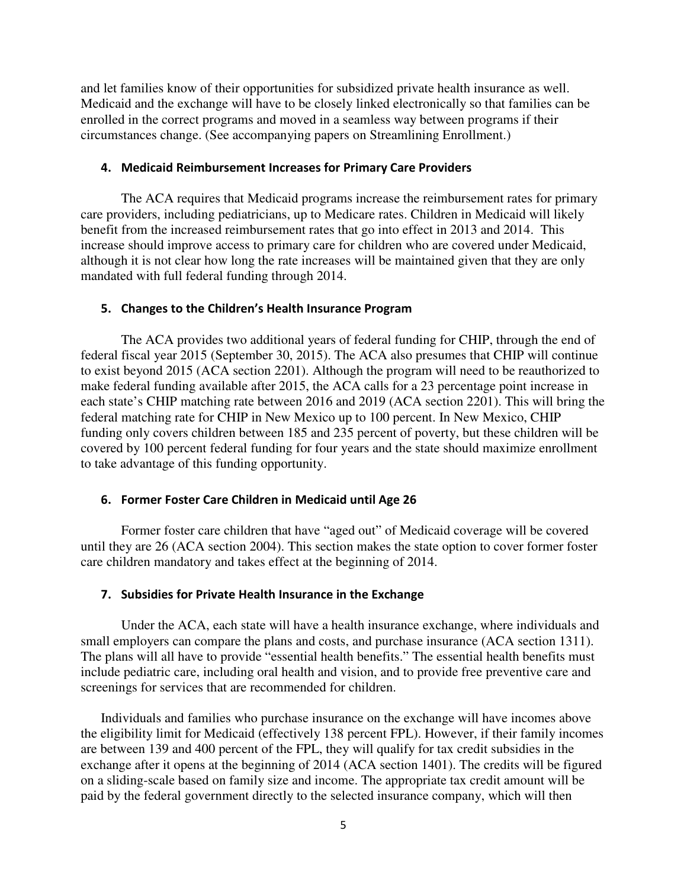and let families know of their opportunities for subsidized private health insurance as well. Medicaid and the exchange will have to be closely linked electronically so that families can be enrolled in the correct programs and moved in a seamless way between programs if their circumstances change. (See accompanying papers on Streamlining Enrollment.)

#### 4. Medicaid Reimbursement Increases for Primary Care Providers

The ACA requires that Medicaid programs increase the reimbursement rates for primary care providers, including pediatricians, up to Medicare rates. Children in Medicaid will likely benefit from the increased reimbursement rates that go into effect in 2013 and 2014. This increase should improve access to primary care for children who are covered under Medicaid, although it is not clear how long the rate increases will be maintained given that they are only mandated with full federal funding through 2014.

#### 5. Changes to the Children's Health Insurance Program

The ACA provides two additional years of federal funding for CHIP, through the end of federal fiscal year 2015 (September 30, 2015). The ACA also presumes that CHIP will continue to exist beyond 2015 (ACA section 2201). Although the program will need to be reauthorized to make federal funding available after 2015, the ACA calls for a 23 percentage point increase in each state's CHIP matching rate between 2016 and 2019 (ACA section 2201). This will bring the federal matching rate for CHIP in New Mexico up to 100 percent. In New Mexico, CHIP funding only covers children between 185 and 235 percent of poverty, but these children will be covered by 100 percent federal funding for four years and the state should maximize enrollment to take advantage of this funding opportunity.

#### 6. Former Foster Care Children in Medicaid until Age 26

Former foster care children that have "aged out" of Medicaid coverage will be covered until they are 26 (ACA section 2004). This section makes the state option to cover former foster care children mandatory and takes effect at the beginning of 2014.

#### 7. Subsidies for Private Health Insurance in the Exchange

Under the ACA, each state will have a health insurance exchange, where individuals and small employers can compare the plans and costs, and purchase insurance (ACA section 1311). The plans will all have to provide "essential health benefits." The essential health benefits must include pediatric care, including oral health and vision, and to provide free preventive care and screenings for services that are recommended for children.

Individuals and families who purchase insurance on the exchange will have incomes above the eligibility limit for Medicaid (effectively 138 percent FPL). However, if their family incomes are between 139 and 400 percent of the FPL, they will qualify for tax credit subsidies in the exchange after it opens at the beginning of 2014 (ACA section 1401). The credits will be figured on a sliding-scale based on family size and income. The appropriate tax credit amount will be paid by the federal government directly to the selected insurance company, which will then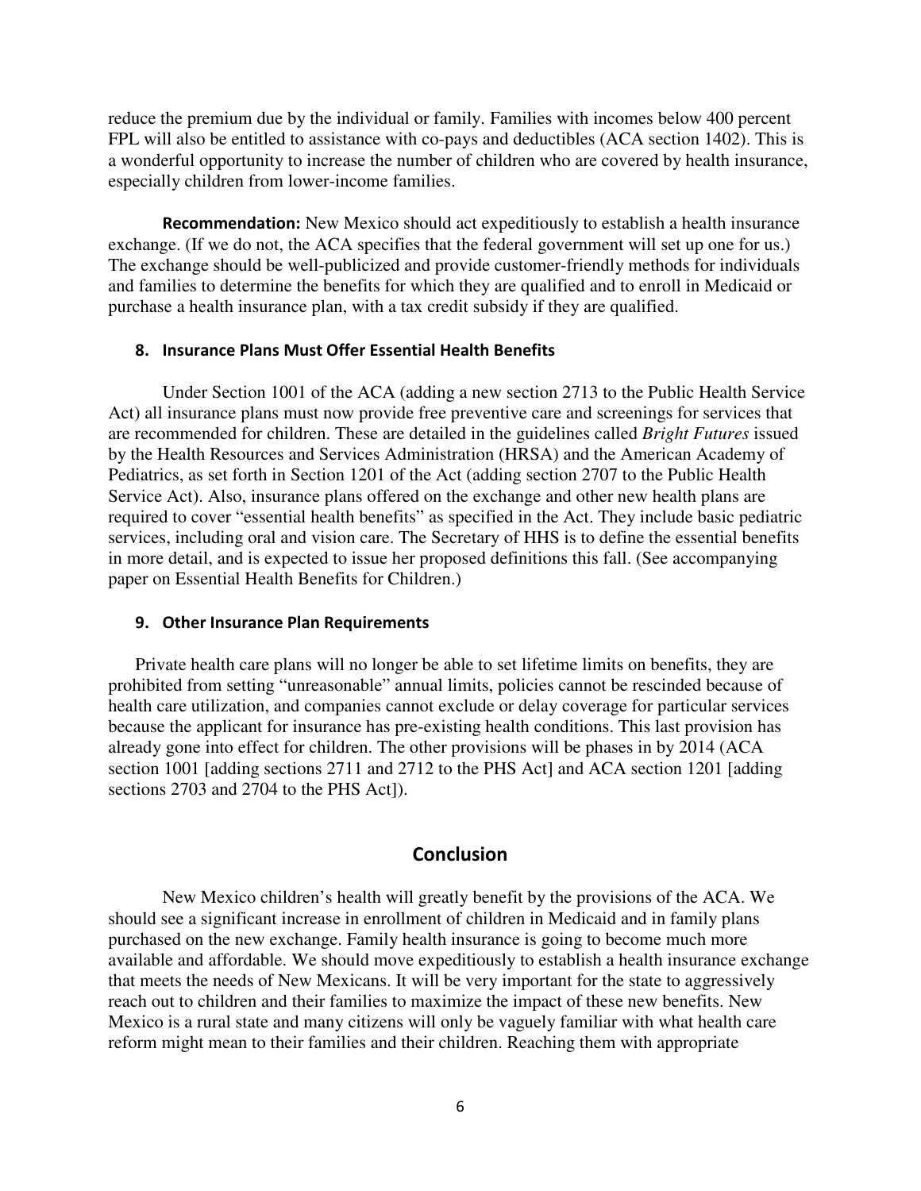reduce the premium due by the individual or family. Families with incomes below 400 percent FPL will also be entitled to assistance with co-pays and deductibles (ACA section 1402). This is a wonderful opportunity to increase the number of children who are covered by health insurance, especially children from lower-income families.

**Recommendation:** New Mexico should act expeditiously to establish a health insurance exchange. (If we do not, the ACA specifies that the federal government will set up one for us.) The exchange should be well-publicized and provide customer-friendly methods for individuals and families to determine the benefits for which they are qualified and to enroll in Medicaid or purchase a health insurance plan, with a tax credit subsidy if they are qualified.

### 8. Insurance Plans Must Offer Essential Health Benefits

Under Section 1001 of the ACA (adding a new section 2713 to the Public Health Service Act) all insurance plans must now provide free preventive care and screenings for services that are recommended for children. These are detailed in the guidelines called *Bright Futures* issued by the Health Resources and Services Administration (HRSA) and the American Academy of Pediatrics, as set forth in Section 1201 of the Act (adding section 2707 to the Public Health Service Act). Also, insurance plans offered on the exchange and other new health plans are required to cover "essential health benefits" as specified in the Act. They include basic pediatric services, including oral and vision care. The Secretary of HHS is to define the essential benefits in more detail, and is expected to issue her proposed definitions this fall. (See accompanying paper on Essential Health Benefits for Children.)

### 9. Other Insurance Plan Requirements

Private health care plans will no longer be able to set lifetime limits on benefits, they are prohibited from setting "unreasonable" annual limits, policies cannot be rescinded because of health care utilization, and companies cannot exclude or delay coverage for particular services because the applicant for insurance has pre-existing health conditions. This last provision has already gone into effect for children. The other provisions will be phases in by 2014 (ACA section 1001 [adding sections 2711 and 2712 to the PHS Act] and ACA section 1201 [adding sections 2703 and 2704 to the PHS Act]).

## Conclusion

New Mexico children's health will greatly benefit by the provisions of the ACA. We should see a significant increase in enrollment of children in Medicaid and in family plans purchased on the new exchange. Family health insurance is going to become much more available and affordable. We should move expeditiously to establish a health insurance exchange that meets the needs of New Mexicans. It will be very important for the state to aggressively reach out to children and their families to maximize the impact of these new benefits. New Mexico is a rural state and many citizens will only be vaguely familiar with what health care reform might mean to their families and their children. Reaching them with appropriate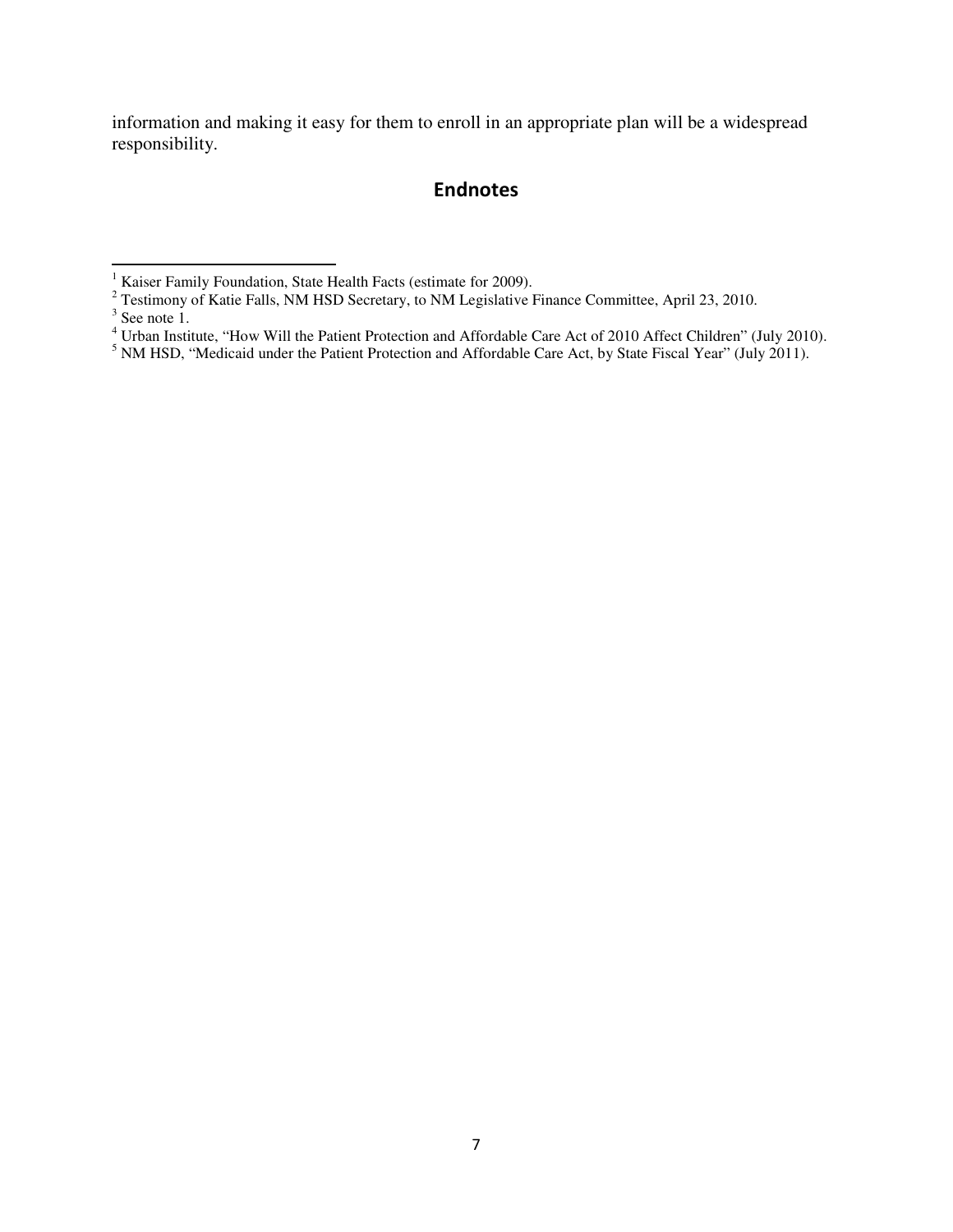information and making it easy for them to enroll in an appropriate plan will be a widespread responsibility.

## Endnotes

[1] Kaiser Family Foundation, State Health Facts (estimate for 2009).

[2] Testimony of Katie Falls, NM HSD Secretary, to NM Legislative Finance Committee, April 23, 2010.

[3] See note 1.

[4] Urban Institute, "How Will the Patient Protection and Affordable Care Act of 2010 Affect Children" (July 2010).

[5] NM HSD, "Medicaid under the Patient Protection and Affordable Care Act, by State Fiscal Year" (July 2011).